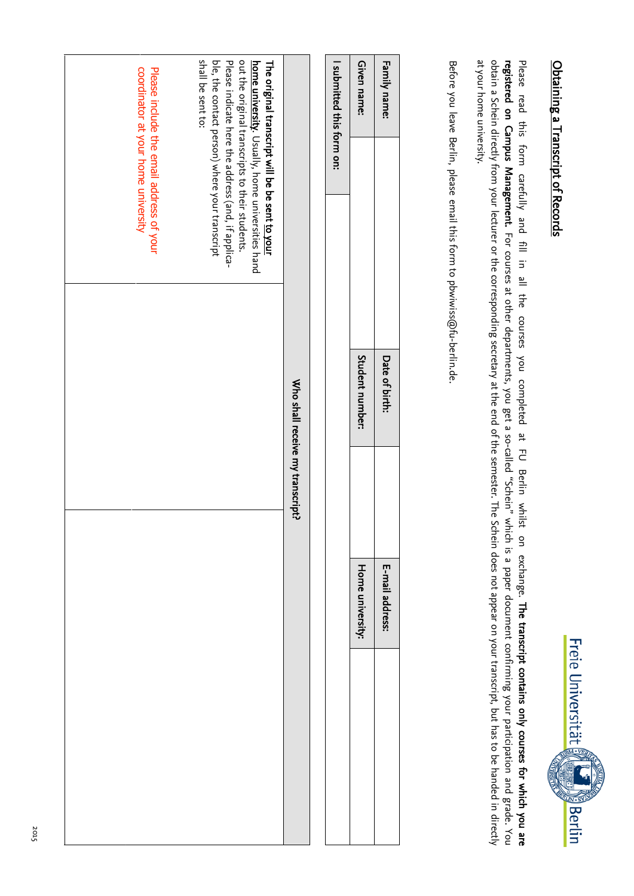Freie Universität Berlin

# Obtaining a Transcript of Records

Please read this form carefully and fill in all the courses you completed at FU Berlin whilst on exchange. **The transcript contains only courses for which you are registered on Campus Management.** For courses at other departments, you get a so-called "Schein" which is a paper document confirming your participation and grade. You obtain a Schein directly from your lecturer or the corresponding secretary at the end of the semester. The Schein does not appear on your transcript, but has to be handed in directly at your home university.

Before you leave Berlin, please email this form to pbwiwiss@fu-berlin.de.

| Family name: | | Date of birth: | | E-mail address: | |
|---|---|---|---|---|---|
| Given name: | | Student number: | | Home university: | |
| I submitted this form on: | | | | | |

| Who shall receive my transcript? | | |
|---|---|---|
| **The original transcript will be sent to your home university.** Usually, home universities hand out the original transcripts to their students. Please indicate here the address (and, if applicable, the contact person) where your transcript shall be sent to: | | |
| Please include the email address of your coordinator at your home university | | |

2015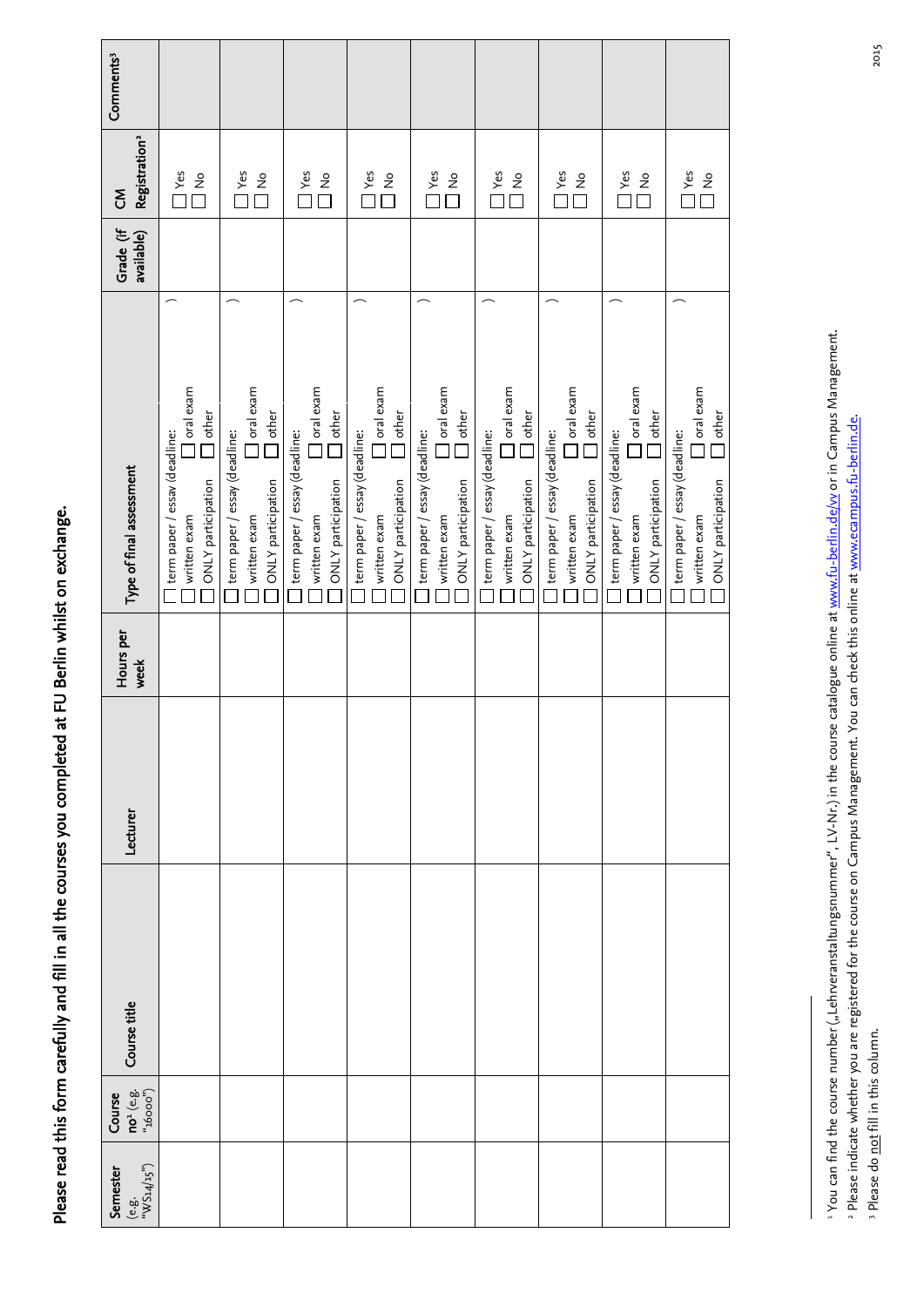**Please read this form carefully and fill in all the courses you completed at FU Berlin whilst on exchange.**

| Semester (e.g. "WS14/15") | Course no[1] (e.g. "16000") | Course title | Lecturer | Hours per week | Type of final assessment | Grade (if available) | CM Registration[2] | Comments[3] |
|---|---|---|---|---|---|---|---|---|
| | | | | | ☐ term paper / essay (deadline: ) ☐ written exam ☐ oral exam ☐ ONLY participation ☐ other | | ☐ Yes ☐ No | |
| | | | | | ☐ term paper / essay (deadline: ) ☐ written exam ☐ oral exam ☐ ONLY participation ☐ other | | ☐ Yes ☐ No | |
| | | | | | ☐ term paper / essay (deadline: ) ☐ written exam ☐ oral exam ☐ ONLY participation ☐ other | | ☐ Yes ☐ No | |
| | | | | | ☐ term paper / essay (deadline: ) ☐ written exam ☐ oral exam ☐ ONLY participation ☐ other | | ☐ Yes ☐ No | |
| | | | | | ☐ term paper / essay (deadline: ) ☐ written exam ☐ oral exam ☐ ONLY participation ☐ other | | ☐ Yes ☐ No | |
| | | | | | ☐ term paper / essay (deadline: ) ☐ written exam ☐ oral exam ☐ ONLY participation ☐ other | | ☐ Yes ☐ No | |
| | | | | | ☐ term paper / essay (deadline: ) ☐ written exam ☐ oral exam ☐ ONLY participation ☐ other | | ☐ Yes ☐ No | |
| | | | | | ☐ term paper / essay (deadline: ) ☐ written exam ☐ oral exam ☐ ONLY participation ☐ other | | ☐ Yes ☐ No | |
| | | | | | ☐ term paper / essay (deadline: ) ☐ written exam ☐ oral exam ☐ ONLY participation ☐ other | | ☐ Yes ☐ No | |

[1] You can find the course number („Lehrveranstaltungsnummer", LV-Nr.) in the course catalogue online at www.fu-berlin.de/vv or in Campus Management.

[2] Please indicate whether you are registered for the course on Campus Management. You can check this online at www.ecampus.fu-berlin.de.

[3] Please do not fill in this column.

2015